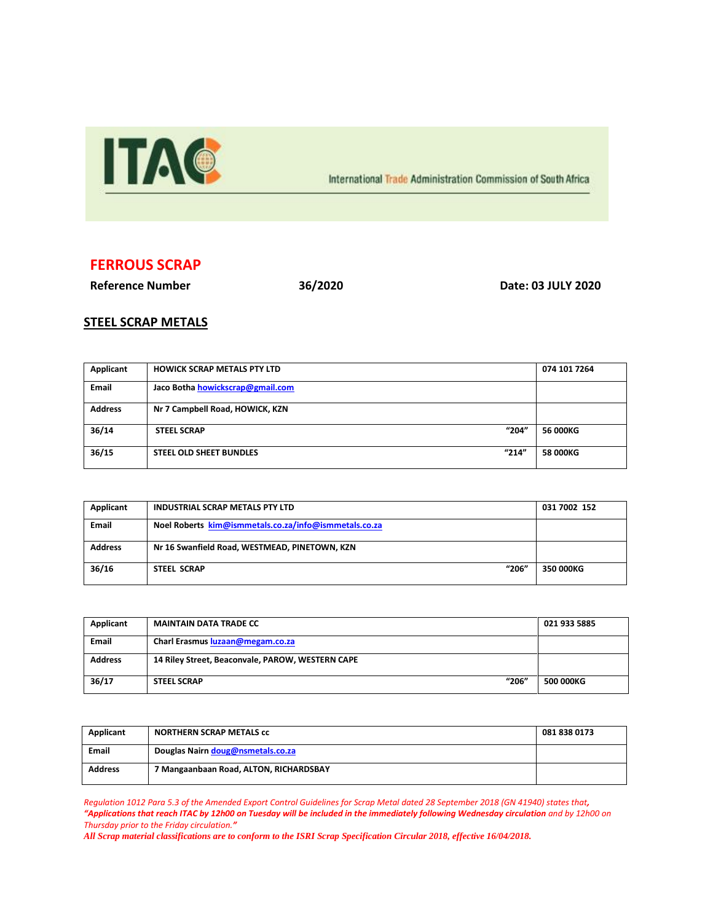ITAC

International Trade Administration Commission of South Africa

## FERROUS SCRAP

**Reference Number** **36/2020** **Date: 03 JULY 2020**

### STEEL SCRAP METALS

| Applicant | HOWICK SCRAP METALS PTY LTD | | 074 101 7264 |
|---|---|---|---|
| Email | Jaco Botha howickscrap@gmail.com | | |
| Address | Nr 7 Campbell Road, HOWICK, KZN | | |
| 36/14 | STEEL SCRAP | "204" | 56 000KG |
| 36/15 | STEEL OLD SHEET BUNDLES | "214" | 58 000KG |

| Applicant | INDUSTRIAL SCRAP METALS PTY LTD | | 031 7002 152 |
|---|---|---|---|
| Email | Noel Roberts kim@ismmetals.co.za/info@ismmetals.co.za | | |
| Address | Nr 16 Swanfield Road, WESTMEAD, PINETOWN, KZN | | |
| 36/16 | STEEL SCRAP | "206" | 350 000KG |

| Applicant | MAINTAIN DATA TRADE CC | | 021 933 5885 |
|---|---|---|---|
| Email | Charl Erasmus luzaan@megam.co.za | | |
| Address | 14 Riley Street, Beaconvale, PAROW, WESTERN CAPE | | |
| 36/17 | STEEL SCRAP | "206" | 500 000KG |

| Applicant | NORTHERN SCRAP METALS cc | 081 838 0173 |
|---|---|---|
| Email | Douglas Nairn doug@nsmetals.co.za | |
| Address | 7 Mangaanbaan Road, ALTON, RICHARDSBAY | |

*Regulation 1012 Para 5.3 of the Amended Export Control Guidelines for Scrap Metal dated 28 September 2018 (GN 41940) states that,* ***"Applications that reach ITAC by 12h00 on Tuesday will be included in the immediately following Wednesday circulation*** *and by 12h00 on Thursday prior to the Friday circulation."*

***All Scrap material classifications are to conform to the ISRI Scrap Specification Circular 2018, effective 16/04/2018.***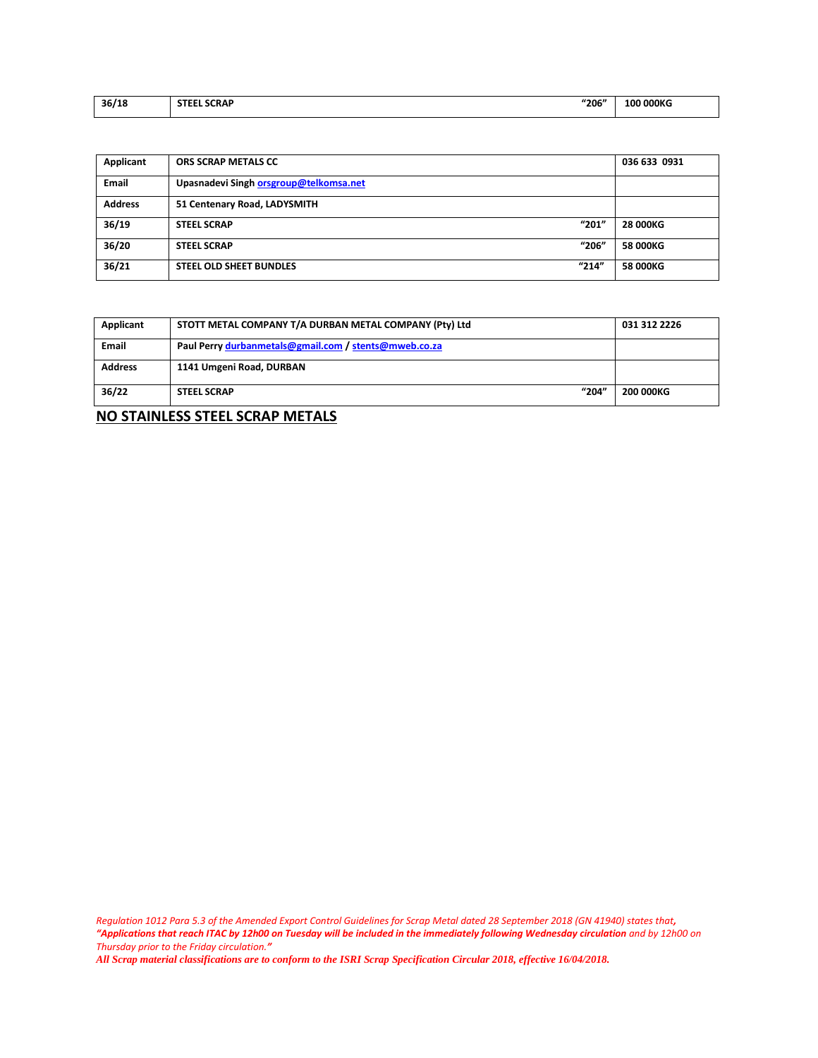| | | | |
|---|---|---|---|
| 36/18 | STEEL SCRAP | "206" | 100 000KG |

| | | | |
|---|---|---|---|
| **Applicant** | **ORS SCRAP METALS CC** | | **036 633 0931** |
| **Email** | **Upasnadevi Singh orsgroup@telkomsa.net** | | |
| **Address** | **51 Centenary Road, LADYSMITH** | | |
| **36/19** | **STEEL SCRAP** | **"201"** | **28 000KG** |
| **36/20** | **STEEL SCRAP** | **"206"** | **58 000KG** |
| **36/21** | **STEEL OLD SHEET BUNDLES** | **"214"** | **58 000KG** |

| | | | |
|---|---|---|---|
| **Applicant** | **STOTT METAL COMPANY T/A DURBAN METAL COMPANY (Pty) Ltd** | | **031 312 2226** |
| **Email** | **Paul Perry durbanmetals@gmail.com / stents@mweb.co.za** | | |
| **Address** | **1141 Umgeni Road, DURBAN** | | |
| **36/22** | **STEEL SCRAP** | **"204"** | **200 000KG** |

**NO STAINLESS STEEL SCRAP METALS**

*Regulation 1012 Para 5.3 of the Amended Export Control Guidelines for Scrap Metal dated 28 September 2018 (GN 41940) states that,* ***"Applications that reach ITAC by 12h00 on Tuesday will be included in the immediately following Wednesday circulation*** *and by 12h00 on Thursday prior to the Friday circulation.****"***

***All Scrap material classifications are to conform to the ISRI Scrap Specification Circular 2018, effective 16/04/2018.***